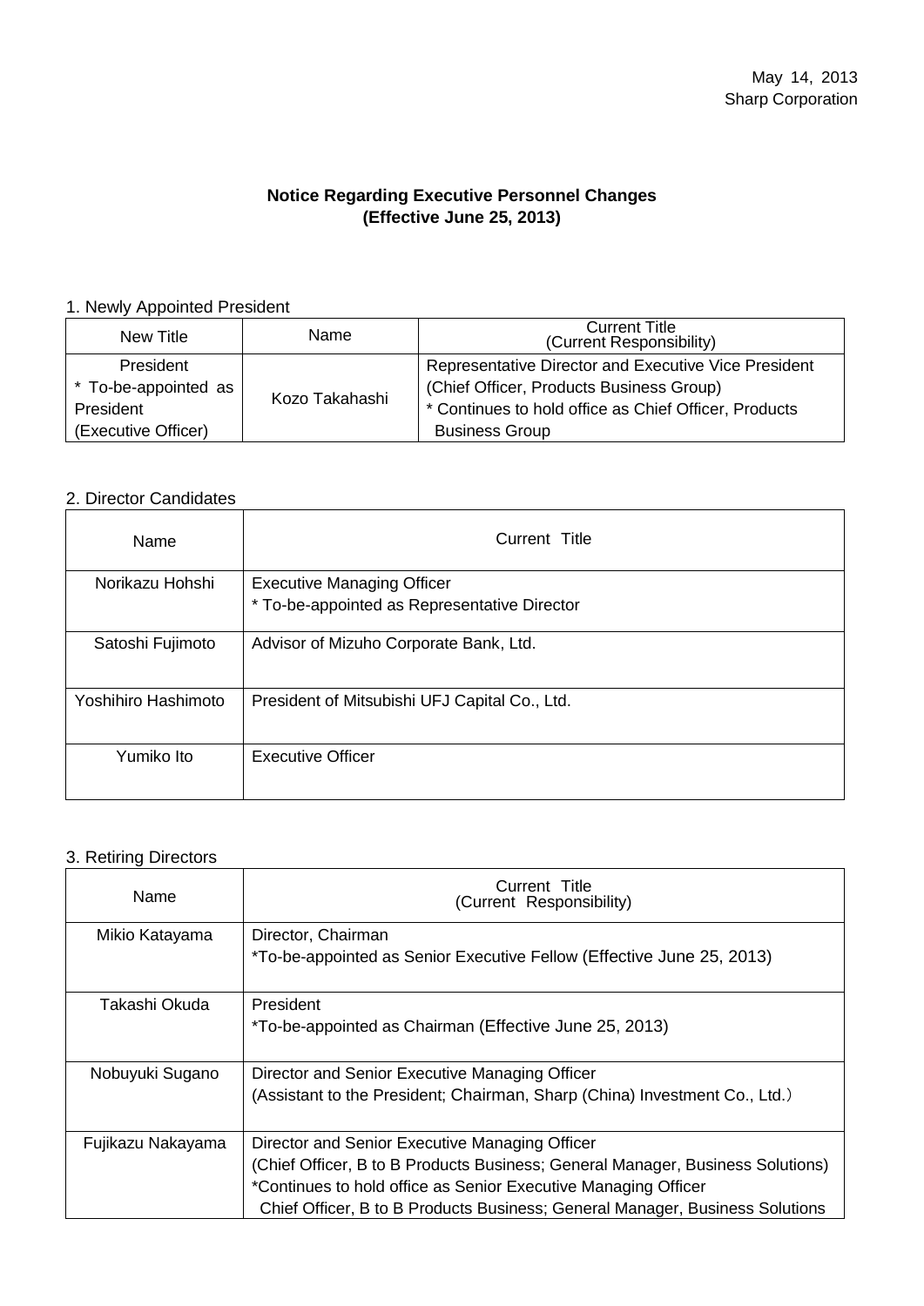May 14, 2013
Sharp Corporation

**Notice Regarding Executive Personnel Changes**
**(Effective June 25, 2013)**

1. Newly Appointed President

| New Title | Name | Current Title (Current Responsibility) |
| --- | --- | --- |
| President<br>* To-be-appointed as President<br>(Executive Officer) | Kozo Takahashi | Representative Director and Executive Vice President<br>(Chief Officer, Products Business Group)<br>* Continues to hold office as Chief Officer, Products Business Group |

2. Director Candidates

| Name | Current Title |
| --- | --- |
| Norikazu Hohshi | Executive Managing Officer<br>* To-be-appointed as Representative Director |
| Satoshi Fujimoto | Advisor of Mizuho Corporate Bank, Ltd. |
| Yoshihiro Hashimoto | President of Mitsubishi UFJ Capital Co., Ltd. |
| Yumiko Ito | Executive Officer |

3. Retiring Directors

| Name | Current Title (Current Responsibility) |
| --- | --- |
| Mikio Katayama | Director, Chairman<br>*To-be-appointed as Senior Executive Fellow (Effective June 25, 2013) |
| Takashi Okuda | President<br>*To-be-appointed as Chairman (Effective June 25, 2013) |
| Nobuyuki Sugano | Director and Senior Executive Managing Officer<br>(Assistant to the President; Chairman, Sharp (China) Investment Co., Ltd.) |
| Fujikazu Nakayama | Director and Senior Executive Managing Officer<br>(Chief Officer, B to B Products Business; General Manager, Business Solutions)<br>*Continues to hold office as Senior Executive Managing Officer<br>Chief Officer, B to B Products Business; General Manager, Business Solutions |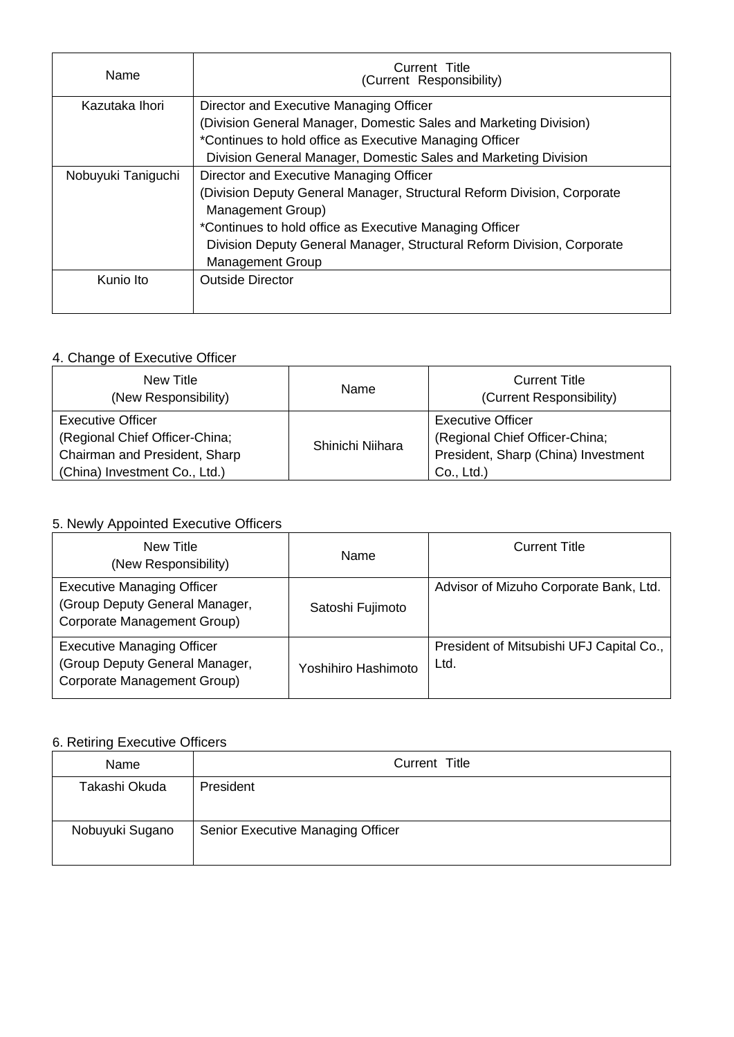| Name | Current Title<br>(Current Responsibility) |
|---|---|
| Kazutaka Ihori | Director and Executive Managing Officer<br>(Division General Manager, Domestic Sales and Marketing Division)<br>*Continues to hold office as Executive Managing Officer<br>Division General Manager, Domestic Sales and Marketing Division |
| Nobuyuki Taniguchi | Director and Executive Managing Officer<br>(Division Deputy General Manager, Structural Reform Division, Corporate Management Group)<br>*Continues to hold office as Executive Managing Officer<br>Division Deputy General Manager, Structural Reform Division, Corporate Management Group |
| Kunio Ito | Outside Director |

4. Change of Executive Officer

| New Title<br>(New Responsibility) | Name | Current Title<br>(Current Responsibility) |
|---|---|---|
| Executive Officer<br>(Regional Chief Officer-China; Chairman and President, Sharp (China) Investment Co., Ltd.) | Shinichi Niihara | Executive Officer<br>(Regional Chief Officer-China; President, Sharp (China) Investment Co., Ltd.) |

5. Newly Appointed Executive Officers

| New Title<br>(New Responsibility) | Name | Current Title |
|---|---|---|
| Executive Managing Officer<br>(Group Deputy General Manager, Corporate Management Group) | Satoshi Fujimoto | Advisor of Mizuho Corporate Bank, Ltd. |
| Executive Managing Officer<br>(Group Deputy General Manager, Corporate Management Group) | Yoshihiro Hashimoto | President of Mitsubishi UFJ Capital Co., Ltd. |

6. Retiring Executive Officers

| Name | Current Title |
|---|---|
| Takashi Okuda | President |
| Nobuyuki Sugano | Senior Executive Managing Officer |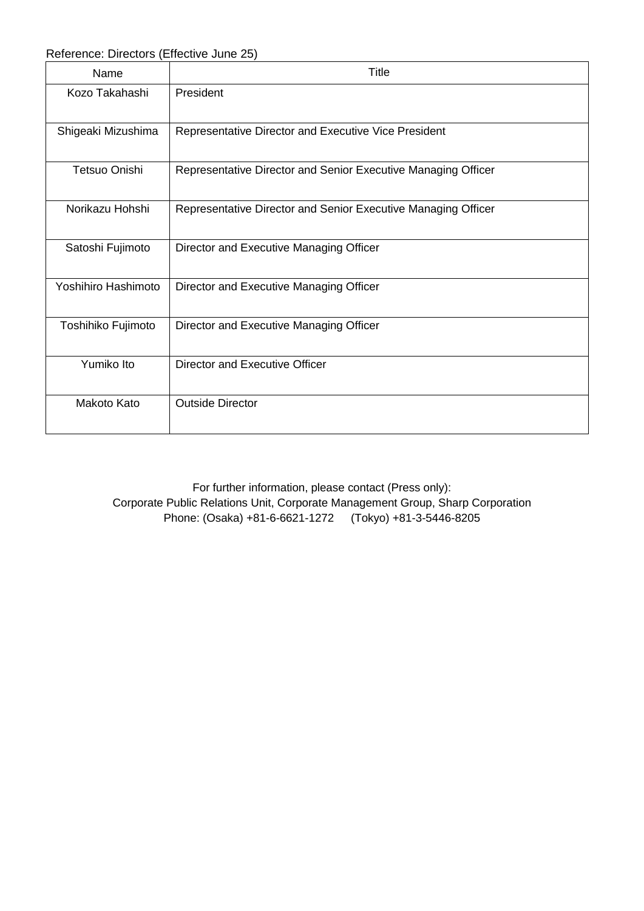Reference: Directors (Effective June 25)

| Name | Title |
| --- | --- |
| Kozo Takahashi | President |
| Shigeaki Mizushima | Representative Director and Executive Vice President |
| Tetsuo Onishi | Representative Director and Senior Executive Managing Officer |
| Norikazu Hohshi | Representative Director and Senior Executive Managing Officer |
| Satoshi Fujimoto | Director and Executive Managing Officer |
| Yoshihiro Hashimoto | Director and Executive Managing Officer |
| Toshihiko Fujimoto | Director and Executive Managing Officer |
| Yumiko Ito | Director and Executive Officer |
| Makoto Kato | Outside Director |

For further information, please contact (Press only):
Corporate Public Relations Unit, Corporate Management Group, Sharp Corporation
Phone: (Osaka) +81-6-6621-1272 (Tokyo) +81-3-5446-8205